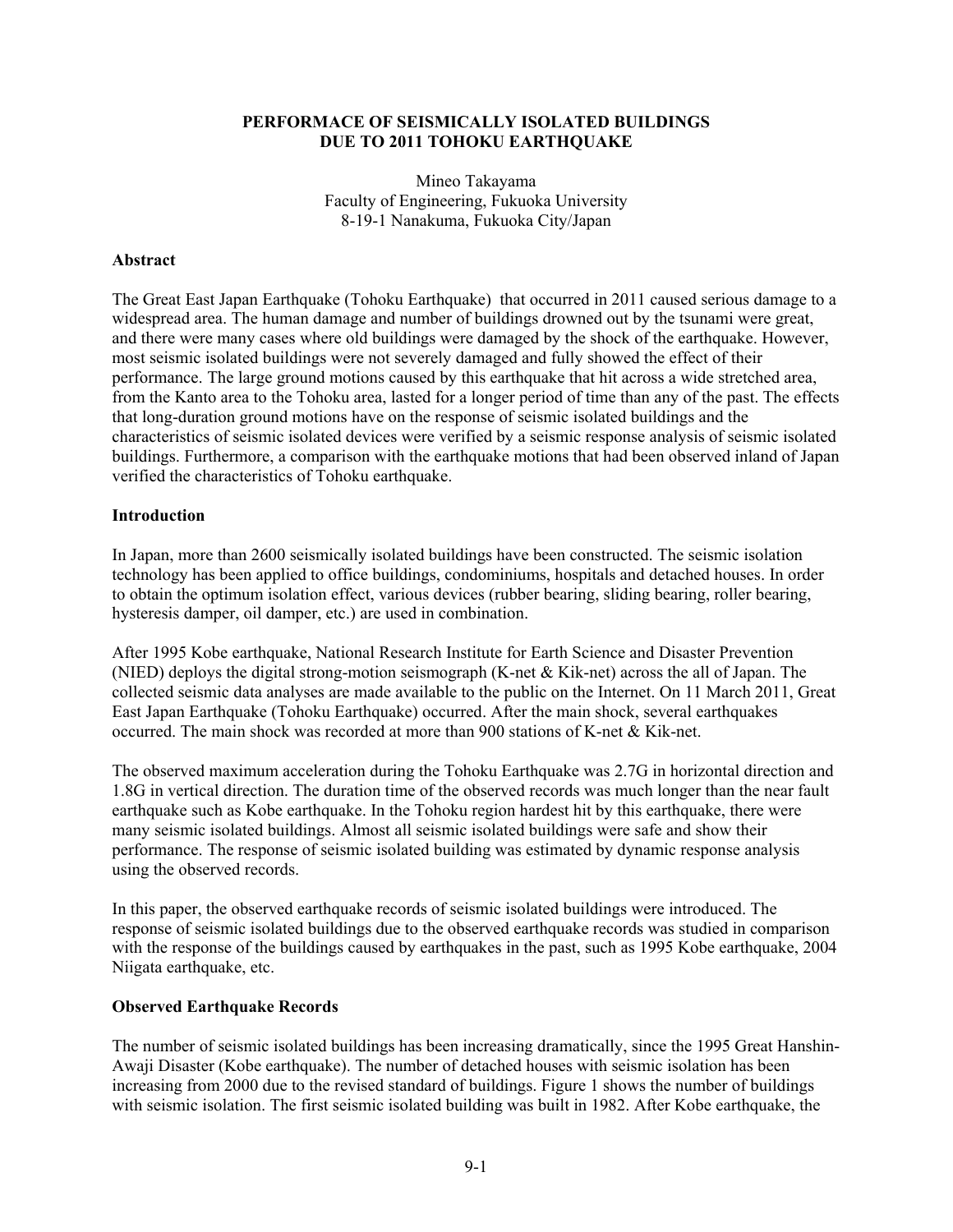# PERFORMACE OF SEISMICALLY ISOLATED BUILDINGS DUE TO 2011 TOHOKU EARTHQUAKE

Mineo Takayama
Faculty of Engineering, Fukuoka University
8-19-1 Nanakuma, Fukuoka City/Japan

## Abstract

The Great East Japan Earthquake (Tohoku Earthquake) that occurred in 2011 caused serious damage to a widespread area. The human damage and number of buildings drowned out by the tsunami were great, and there were many cases where old buildings were damaged by the shock of the earthquake. However, most seismic isolated buildings were not severely damaged and fully showed the effect of their performance. The large ground motions caused by this earthquake that hit across a wide stretched area, from the Kanto area to the Tohoku area, lasted for a longer period of time than any of the past. The effects that long-duration ground motions have on the response of seismic isolated buildings and the characteristics of seismic isolated devices were verified by a seismic response analysis of seismic isolated buildings. Furthermore, a comparison with the earthquake motions that had been observed inland of Japan verified the characteristics of Tohoku earthquake.

## Introduction

In Japan, more than 2600 seismically isolated buildings have been constructed. The seismic isolation technology has been applied to office buildings, condominiums, hospitals and detached houses. In order to obtain the optimum isolation effect, various devices (rubber bearing, sliding bearing, roller bearing, hysteresis damper, oil damper, etc.) are used in combination.

After 1995 Kobe earthquake, National Research Institute for Earth Science and Disaster Prevention (NIED) deploys the digital strong-motion seismograph (K-net & Kik-net) across the all of Japan. The collected seismic data analyses are made available to the public on the Internet. On 11 March 2011, Great East Japan Earthquake (Tohoku Earthquake) occurred. After the main shock, several earthquakes occurred. The main shock was recorded at more than 900 stations of K-net & Kik-net.

The observed maximum acceleration during the Tohoku Earthquake was 2.7G in horizontal direction and 1.8G in vertical direction. The duration time of the observed records was much longer than the near fault earthquake such as Kobe earthquake. In the Tohoku region hardest hit by this earthquake, there were many seismic isolated buildings. Almost all seismic isolated buildings were safe and show their performance. The response of seismic isolated building was estimated by dynamic response analysis using the observed records.

In this paper, the observed earthquake records of seismic isolated buildings were introduced. The response of seismic isolated buildings due to the observed earthquake records was studied in comparison with the response of the buildings caused by earthquakes in the past, such as 1995 Kobe earthquake, 2004 Niigata earthquake, etc.

## Observed Earthquake Records

The number of seismic isolated buildings has been increasing dramatically, since the 1995 Great Hanshin-Awaji Disaster (Kobe earthquake). The number of detached houses with seismic isolation has been increasing from 2000 due to the revised standard of buildings. Figure 1 shows the number of buildings with seismic isolation. The first seismic isolated building was built in 1982. After Kobe earthquake, the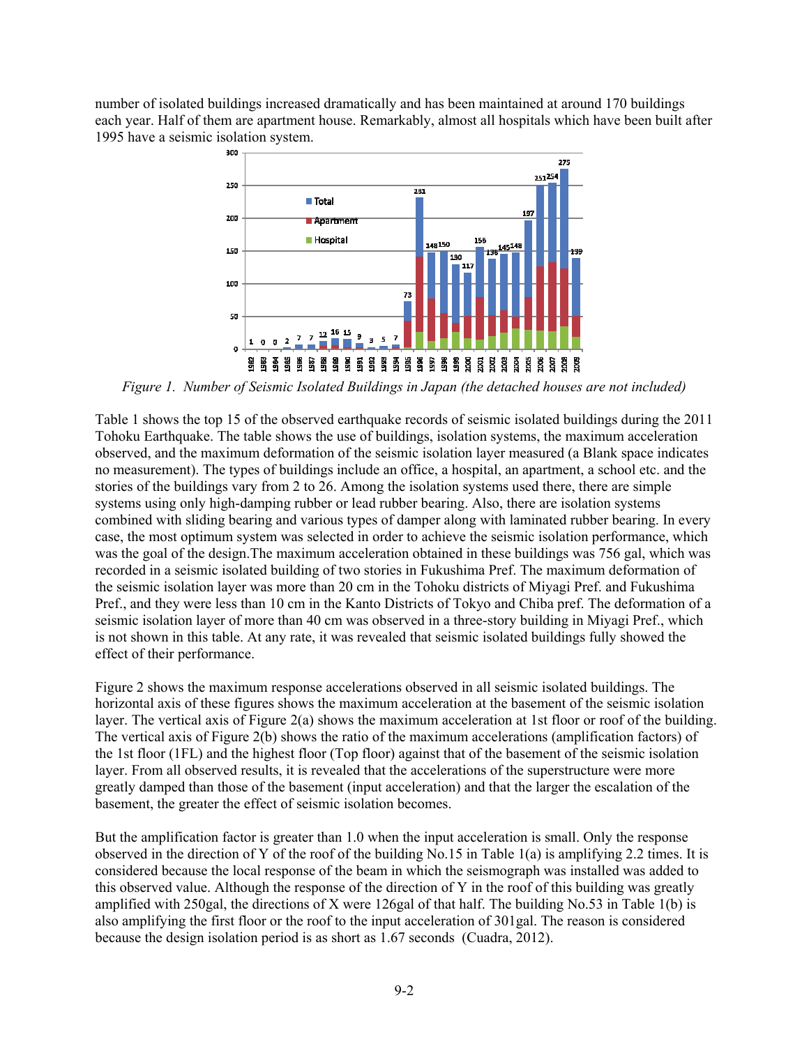number of isolated buildings increased dramatically and has been maintained at around 170 buildings each year. Half of them are apartment house. Remarkably, almost all hospitals which have been built after 1995 have a seismic isolation system.

*Figure 1. Number of Seismic Isolated Buildings in Japan (the detached houses are not included)*

Table 1 shows the top 15 of the observed earthquake records of seismic isolated buildings during the 2011 Tohoku Earthquake. The table shows the use of buildings, isolation systems, the maximum acceleration observed, and the maximum deformation of the seismic isolation layer measured (a Blank space indicates no measurement). The types of buildings include an office, a hospital, an apartment, a school etc. and the stories of the buildings vary from 2 to 26. Among the isolation systems used there, there are simple systems using only high-damping rubber or lead rubber bearing. Also, there are isolation systems combined with sliding bearing and various types of damper along with laminated rubber bearing. In every case, the most optimum system was selected in order to achieve the seismic isolation performance, which was the goal of the design.The maximum acceleration obtained in these buildings was 756 gal, which was recorded in a seismic isolated building of two stories in Fukushima Pref. The maximum deformation of the seismic isolation layer was more than 20 cm in the Tohoku districts of Miyagi Pref. and Fukushima Pref., and they were less than 10 cm in the Kanto Districts of Tokyo and Chiba pref. The deformation of a seismic isolation layer of more than 40 cm was observed in a three-story building in Miyagi Pref., which is not shown in this table. At any rate, it was revealed that seismic isolated buildings fully showed the effect of their performance.

Figure 2 shows the maximum response accelerations observed in all seismic isolated buildings. The horizontal axis of these figures shows the maximum acceleration at the basement of the seismic isolation layer. The vertical axis of Figure 2(a) shows the maximum acceleration at 1st floor or roof of the building. The vertical axis of Figure 2(b) shows the ratio of the maximum accelerations (amplification factors) of the 1st floor (1FL) and the highest floor (Top floor) against that of the basement of the seismic isolation layer. From all observed results, it is revealed that the accelerations of the superstructure were more greatly damped than those of the basement (input acceleration) and that the larger the escalation of the basement, the greater the effect of seismic isolation becomes.

But the amplification factor is greater than 1.0 when the input acceleration is small. Only the response observed in the direction of Y of the roof of the building No.15 in Table 1(a) is amplifying 2.2 times. It is considered because the local response of the beam in which the seismograph was installed was added to this observed value. Although the response of the direction of Y in the roof of this building was greatly amplified with 250gal, the directions of X were 126gal of that half. The building No.53 in Table 1(b) is also amplifying the first floor or the roof to the input acceleration of 301gal. The reason is considered because the design isolation period is as short as 1.67 seconds (Cuadra, 2012).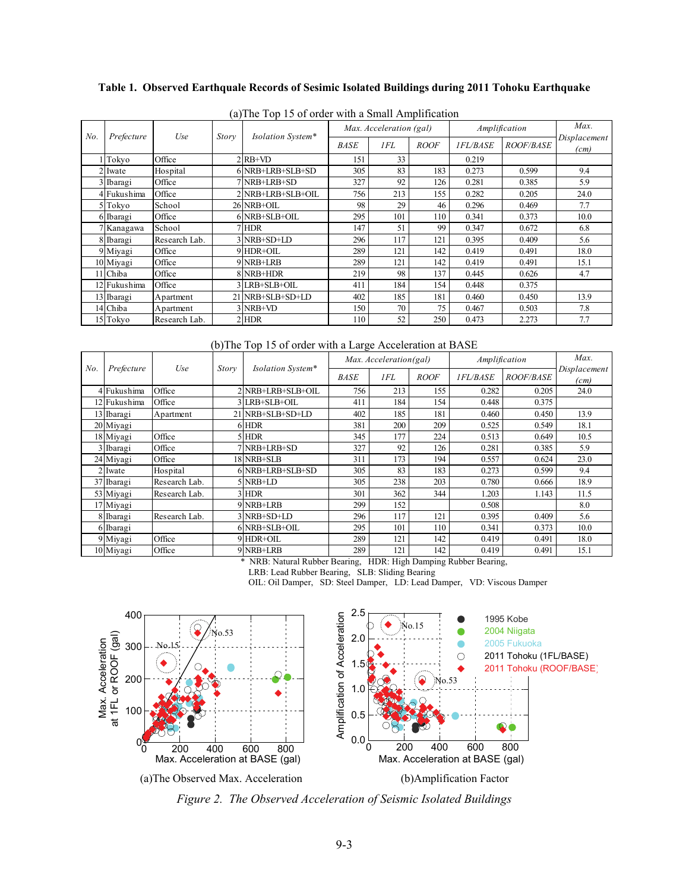**Table 1. Observed Earthquake Records of Sesimic Isolated Buildings during 2011 Tohoku Earthquake**

(a)The Top 15 of order with a Small Amplification

| No. | Prefecture | Use | Story | Isolation System* | Max. Acceleration (gal) | | | Amplification | | Max. Displacement (cm) |
|---|---|---|---|---|---|---|---|---|---|---|
| | | | | | BASE | 1FL | ROOF | 1FL/BASE | ROOF/BASE | |
| 1 | Tokyo | Office | 2 | RB+VD | 151 | 33 | | 0.219 | | |
| 2 | Iwate | Hospital | 6 | NRB+LRB+SLB+SD | 305 | 83 | 183 | 0.273 | 0.599 | 9.4 |
| 3 | Ibaragi | Office | 7 | NRB+LRB+SD | 327 | 92 | 126 | 0.281 | 0.385 | 5.9 |
| 4 | Fukushima | Office | 2 | NRB+LRB+SLB+OIL | 756 | 213 | 155 | 0.282 | 0.205 | 24.0 |
| 5 | Tokyo | School | 26 | NRB+OIL | 98 | 29 | 46 | 0.296 | 0.469 | 7.7 |
| 6 | Ibaragi | Office | 6 | NRB+SLB+OIL | 295 | 101 | 110 | 0.341 | 0.373 | 10.0 |
| 7 | Kanagawa | School | 7 | HDR | 147 | 51 | 99 | 0.347 | 0.672 | 6.8 |
| 8 | Ibaragi | Research Lab. | 3 | NRB+SD+LD | 296 | 117 | 121 | 0.395 | 0.409 | 5.6 |
| 9 | Miyagi | Office | 9 | HDR+OIL | 289 | 121 | 142 | 0.419 | 0.491 | 18.0 |
| 10 | Miyagi | Office | 9 | NRB+LRB | 289 | 121 | 142 | 0.419 | 0.491 | 15.1 |
| 11 | Chiba | Office | 8 | NRB+HDR | 219 | 98 | 137 | 0.445 | 0.626 | 4.7 |
| 12 | Fukushima | Office | 3 | LRB+SLB+OIL | 411 | 184 | 154 | 0.448 | 0.375 | |
| 13 | Ibaragi | Apartment | 21 | NRB+SLB+SD+LD | 402 | 185 | 181 | 0.460 | 0.450 | 13.9 |
| 14 | Chiba | Apartment | 3 | NRB+VD | 150 | 70 | 75 | 0.467 | 0.503 | 7.8 |
| 15 | Tokyo | Research Lab. | 2 | HDR | 110 | 52 | 250 | 0.473 | 2.273 | 7.7 |

(b)The Top 15 of order with a Large Acceleration at BASE

| No. | Prefecture | Use | Story | Isolation System* | Max. Acceleration(gal) | | | Amplification | | Max. Displacement (cm) |
|---|---|---|---|---|---|---|---|---|---|---|
| | | | | | BASE | 1FL | ROOF | 1FL/BASE | ROOF/BASE | |
| 4 | Fukushima | Office | 2 | NRB+LRB+SLB+OIL | 756 | 213 | 155 | 0.282 | 0.205 | 24.0 |
| 12 | Fukushima | Office | 3 | LRB+SLB+OIL | 411 | 184 | 154 | 0.448 | 0.375 | |
| 13 | Ibaragi | Apartment | 21 | NRB+SLB+SD+LD | 402 | 185 | 181 | 0.460 | 0.450 | 13.9 |
| 20 | Miyagi | | 6 | HDR | 381 | 200 | 209 | 0.525 | 0.549 | 18.1 |
| 18 | Miyagi | Office | 5 | HDR | 345 | 177 | 224 | 0.513 | 0.649 | 10.5 |
| 3 | Ibaragi | Office | 7 | NRB+LRB+SD | 327 | 92 | 126 | 0.281 | 0.385 | 5.9 |
| 24 | Miyagi | Office | 18 | NRB+SLB | 311 | 173 | 194 | 0.557 | 0.624 | 23.0 |
| 2 | Iwate | Hospital | 6 | NRB+LRB+SLB+SD | 305 | 83 | 183 | 0.273 | 0.599 | 9.4 |
| 37 | Ibaragi | Research Lab. | 5 | NRB+LD | 305 | 238 | 203 | 0.780 | 0.666 | 18.9 |
| 53 | Miyagi | Research Lab. | 3 | HDR | 301 | 362 | 344 | 1.203 | 1.143 | 11.5 |
| 17 | Miyagi | | 9 | NRB+LRB | 299 | 152 | | 0.508 | | 8.0 |
| 8 | Ibaragi | Research Lab. | 3 | NRB+SD+LD | 296 | 117 | 121 | 0.395 | 0.409 | 5.6 |
| 6 | Ibaragi | | 6 | NRB+SLB+OIL | 295 | 101 | 110 | 0.341 | 0.373 | 10.0 |
| 9 | Miyagi | Office | 9 | HDR+OIL | 289 | 121 | 142 | 0.419 | 0.491 | 18.0 |
| 10 | Miyagi | Office | 9 | NRB+LRB | 289 | 121 | 142 | 0.419 | 0.491 | 15.1 |

\* NRB: Natural Rubber Bearing, HDR: High Damping Rubber Bearing, LRB: Lead Rubber Bearing, SLB: Sliding Bearing, OIL: Oil Damper, SD: Steel Damper, LD: Lead Damper, VD: Viscous Damper

(a)The Observed Max. Acceleration

(b)Amplification Factor

*Figure 2. The Observed Acceleration of Seismic Isolated Buildings*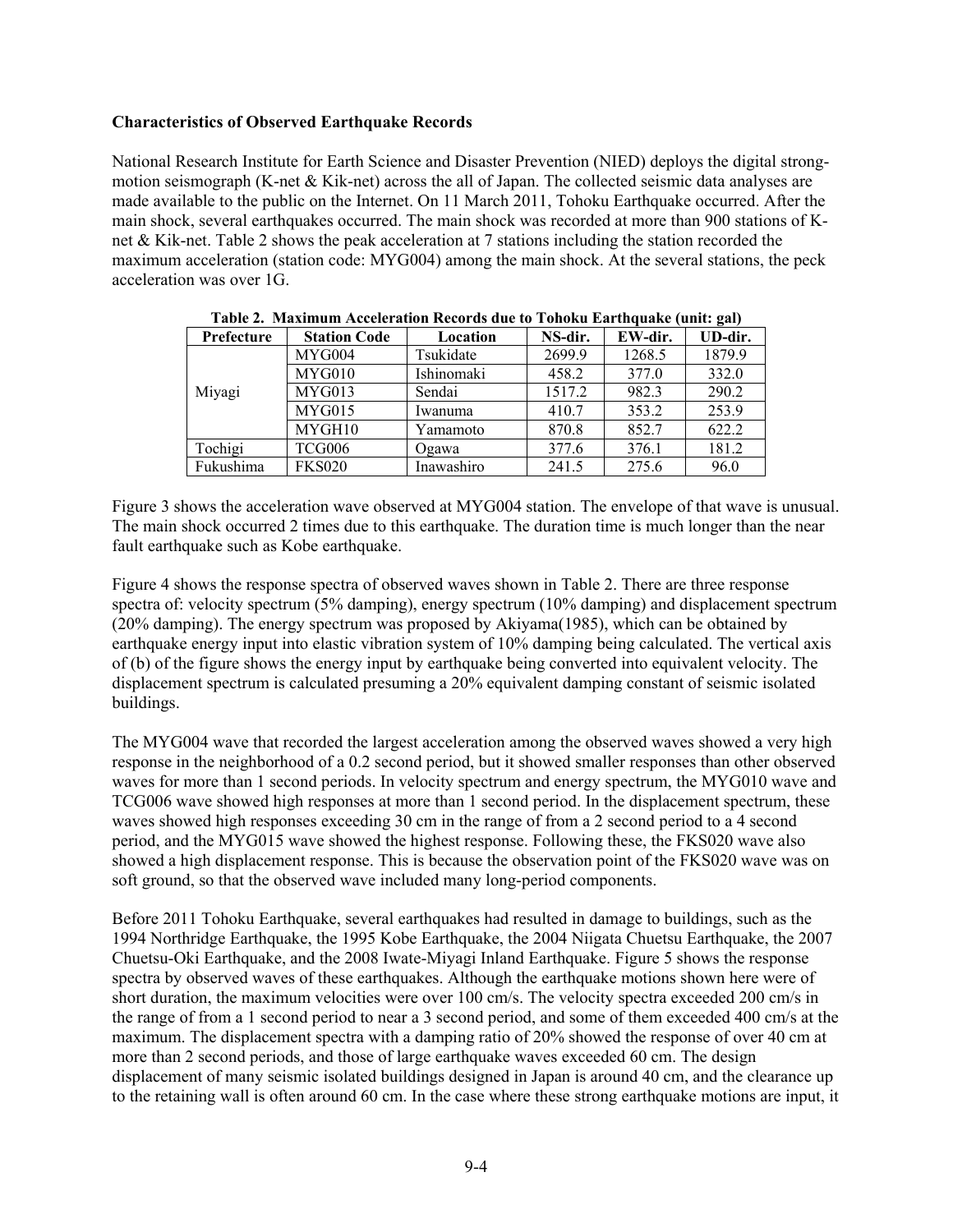### Characteristics of Observed Earthquake Records

National Research Institute for Earth Science and Disaster Prevention (NIED) deploys the digital strong-motion seismograph (K-net & Kik-net) across the all of Japan. The collected seismic data analyses are made available to the public on the Internet. On 11 March 2011, Tohoku Earthquake occurred. After the main shock, several earthquakes occurred. The main shock was recorded at more than 900 stations of K-net & Kik-net. Table 2 shows the peak acceleration at 7 stations including the station recorded the maximum acceleration (station code: MYG004) among the main shock. At the several stations, the peck acceleration was over 1G.

**Table 2. Maximum Acceleration Records due to Tohoku Earthquake (unit: gal)**

| Prefecture | Station Code | Location | NS-dir. | EW-dir. | UD-dir. |
|---|---|---|---|---|---|
| Miyagi | MYG004 | Tsukidate | 2699.9 | 1268.5 | 1879.9 |
| | MYG010 | Ishinomaki | 458.2 | 377.0 | 332.0 |
| | MYG013 | Sendai | 1517.2 | 982.3 | 290.2 |
| | MYG015 | Iwanuma | 410.7 | 353.2 | 253.9 |
| | MYGH10 | Yamamoto | 870.8 | 852.7 | 622.2 |
| Tochigi | TCG006 | Ogawa | 377.6 | 376.1 | 181.2 |
| Fukushima | FKS020 | Inawashiro | 241.5 | 275.6 | 96.0 |

Figure 3 shows the acceleration wave observed at MYG004 station. The envelope of that wave is unusual. The main shock occurred 2 times due to this earthquake. The duration time is much longer than the near fault earthquake such as Kobe earthquake.

Figure 4 shows the response spectra of observed waves shown in Table 2. There are three response spectra of: velocity spectrum (5% damping), energy spectrum (10% damping) and displacement spectrum (20% damping). The energy spectrum was proposed by Akiyama(1985), which can be obtained by earthquake energy input into elastic vibration system of 10% damping being calculated. The vertical axis of (b) of the figure shows the energy input by earthquake being converted into equivalent velocity. The displacement spectrum is calculated presuming a 20% equivalent damping constant of seismic isolated buildings.

The MYG004 wave that recorded the largest acceleration among the observed waves showed a very high response in the neighborhood of a 0.2 second period, but it showed smaller responses than other observed waves for more than 1 second periods. In velocity spectrum and energy spectrum, the MYG010 wave and TCG006 wave showed high responses at more than 1 second period. In the displacement spectrum, these waves showed high responses exceeding 30 cm in the range of from a 2 second period to a 4 second period, and the MYG015 wave showed the highest response. Following these, the FKS020 wave also showed a high displacement response. This is because the observation point of the FKS020 wave was on soft ground, so that the observed wave included many long-period components.

Before 2011 Tohoku Earthquake, several earthquakes had resulted in damage to buildings, such as the 1994 Northridge Earthquake, the 1995 Kobe Earthquake, the 2004 Niigata Chuetsu Earthquake, the 2007 Chuetsu-Oki Earthquake, and the 2008 Iwate-Miyagi Inland Earthquake. Figure 5 shows the response spectra by observed waves of these earthquakes. Although the earthquake motions shown here were of short duration, the maximum velocities were over 100 cm/s. The velocity spectra exceeded 200 cm/s in the range of from a 1 second period to near a 3 second period, and some of them exceeded 400 cm/s at the maximum. The displacement spectra with a damping ratio of 20% showed the response of over 40 cm at more than 2 second periods, and those of large earthquake waves exceeded 60 cm. The design displacement of many seismic isolated buildings designed in Japan is around 40 cm, and the clearance up to the retaining wall is often around 60 cm. In the case where these strong earthquake motions are input, it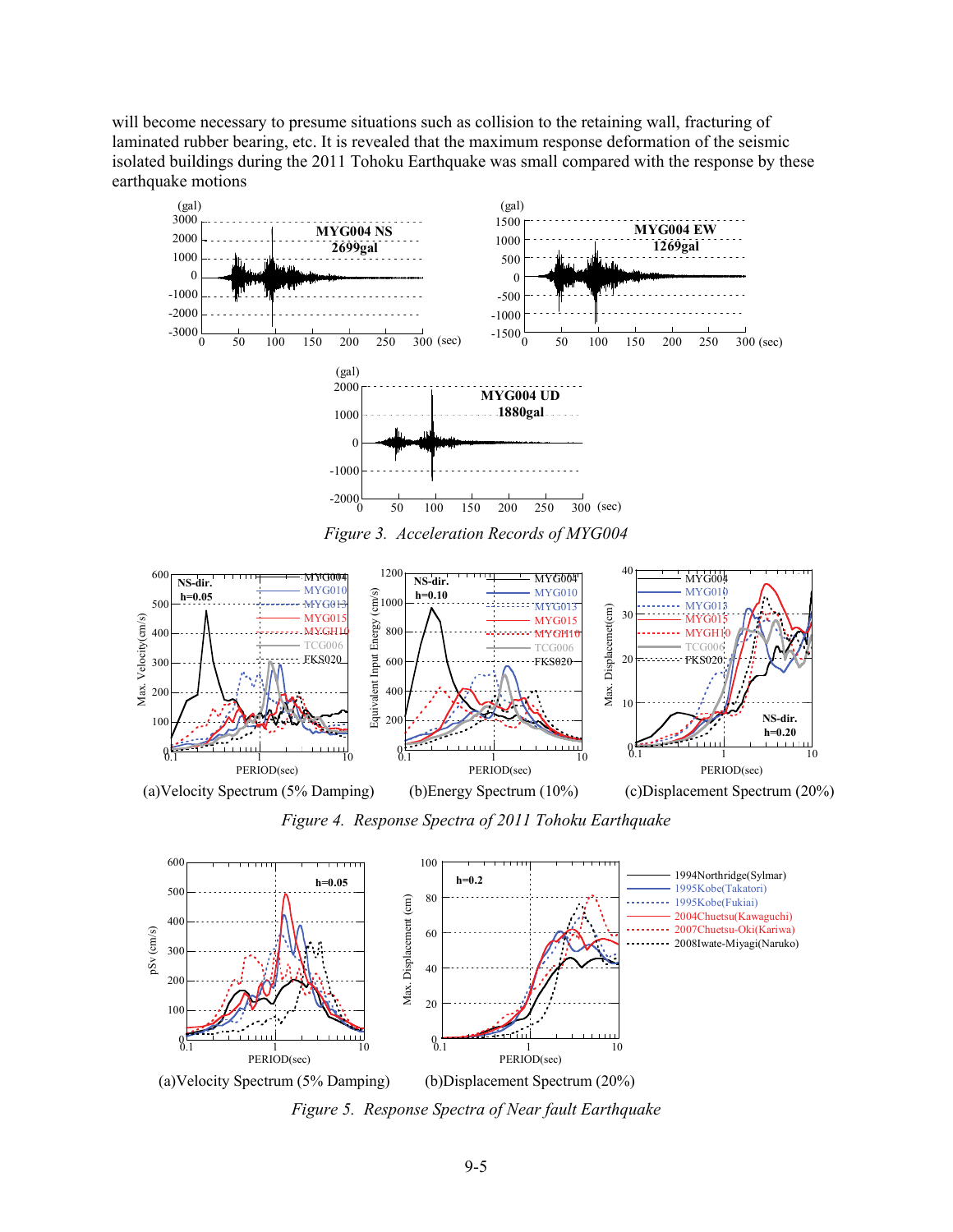will become necessary to presume situations such as collision to the retaining wall, fracturing of laminated rubber bearing, etc. It is revealed that the maximum response deformation of the seismic isolated buildings during the 2011 Tohoku Earthquake was small compared with the response by these earthquake motions

*Figure 3. Acceleration Records of MYG004*

(a)Velocity Spectrum (5% Damping) (b)Energy Spectrum (10%) (c)Displacement Spectrum (20%)

*Figure 4. Response Spectra of 2011 Tohoku Earthquake*

(a)Velocity Spectrum (5% Damping) (b)Displacement Spectrum (20%)

*Figure 5. Response Spectra of Near fault Earthquake*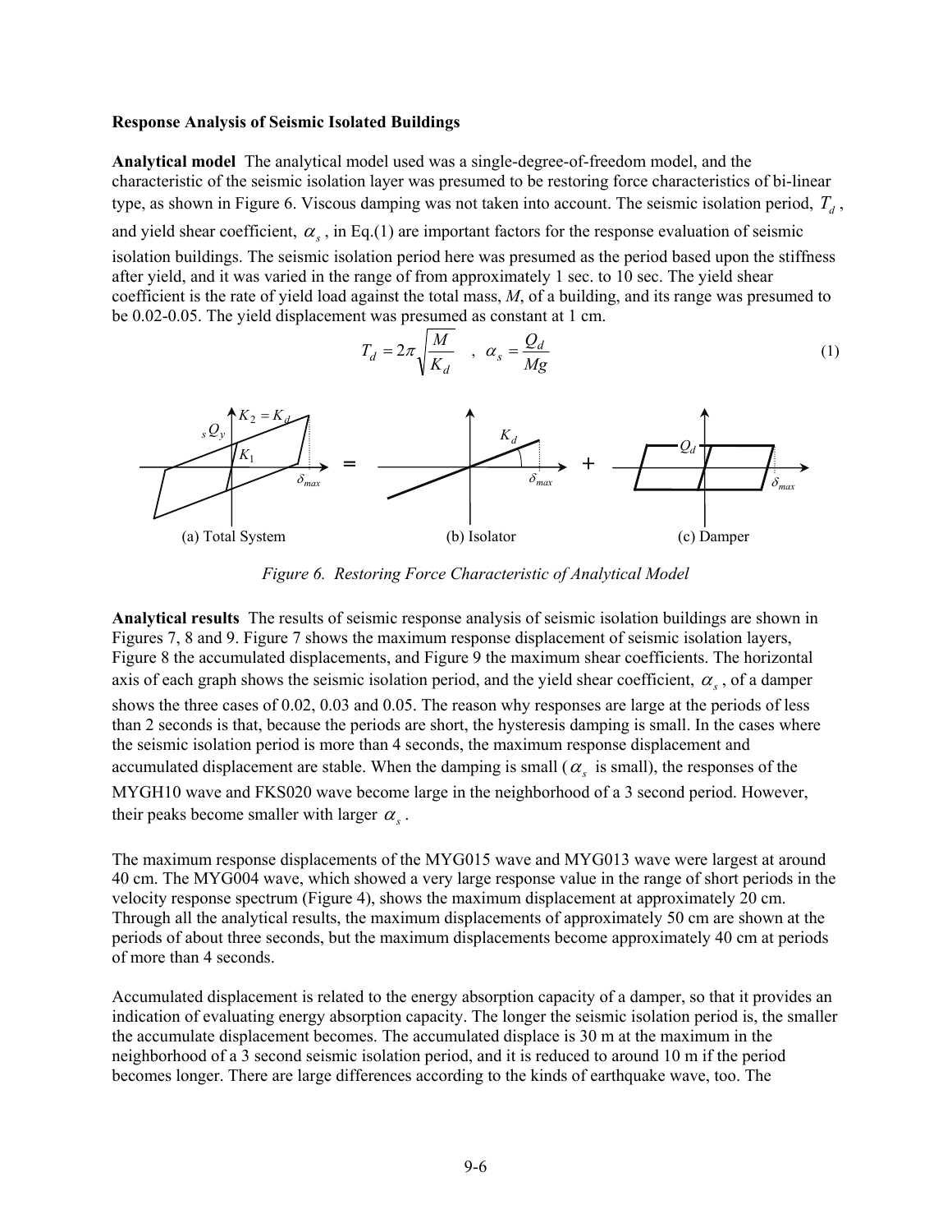**Response Analysis of Seismic Isolated Buildings**

**Analytical model** The analytical model used was a single-degree-of-freedom model, and the characteristic of the seismic isolation layer was presumed to be restoring force characteristics of bi-linear type, as shown in Figure 6. Viscous damping was not taken into account. The seismic isolation period, $T_d$, and yield shear coefficient, $\alpha_s$, in Eq.(1) are important factors for the response evaluation of seismic isolation buildings. The seismic isolation period here was presumed as the period based upon the stiffness after yield, and it was varied in the range of from approximately 1 sec. to 10 sec. The yield shear coefficient is the rate of yield load against the total mass, *M*, of a building, and its range was presumed to be 0.02-0.05. The yield displacement was presumed as constant at 1 cm.

$$T_d = 2\pi\sqrt{\frac{M}{K_d}} \quad , \quad \alpha_s = \frac{Q_d}{Mg} \tag{1}$$

(a) Total System (b) Isolator (c) Damper

*Figure 6. Restoring Force Characteristic of Analytical Model*

**Analytical results** The results of seismic response analysis of seismic isolation buildings are shown in Figures 7, 8 and 9. Figure 7 shows the maximum response displacement of seismic isolation layers, Figure 8 the accumulated displacements, and Figure 9 the maximum shear coefficients. The horizontal axis of each graph shows the seismic isolation period, and the yield shear coefficient, $\alpha_s$, of a damper shows the three cases of 0.02, 0.03 and 0.05. The reason why responses are large at the periods of less than 2 seconds is that, because the periods are short, the hysteresis damping is small. In the cases where the seismic isolation period is more than 4 seconds, the maximum response displacement and accumulated displacement are stable. When the damping is small ($\alpha_s$ is small), the responses of the MYGH10 wave and FKS020 wave become large in the neighborhood of a 3 second period. However, their peaks become smaller with larger $\alpha_s$.

The maximum response displacements of the MYG015 wave and MYG013 wave were largest at around 40 cm. The MYG004 wave, which showed a very large response value in the range of short periods in the velocity response spectrum (Figure 4), shows the maximum displacement at approximately 20 cm. Through all the analytical results, the maximum displacements of approximately 50 cm are shown at the periods of about three seconds, but the maximum displacements become approximately 40 cm at periods of more than 4 seconds.

Accumulated displacement is related to the energy absorption capacity of a damper, so that it provides an indication of evaluating energy absorption capacity. The longer the seismic isolation period is, the smaller the accumulate displacement becomes. The accumulated displace is 30 m at the maximum in the neighborhood of a 3 second seismic isolation period, and it is reduced to around 10 m if the period becomes longer. There are large differences according to the kinds of earthquake wave, too. The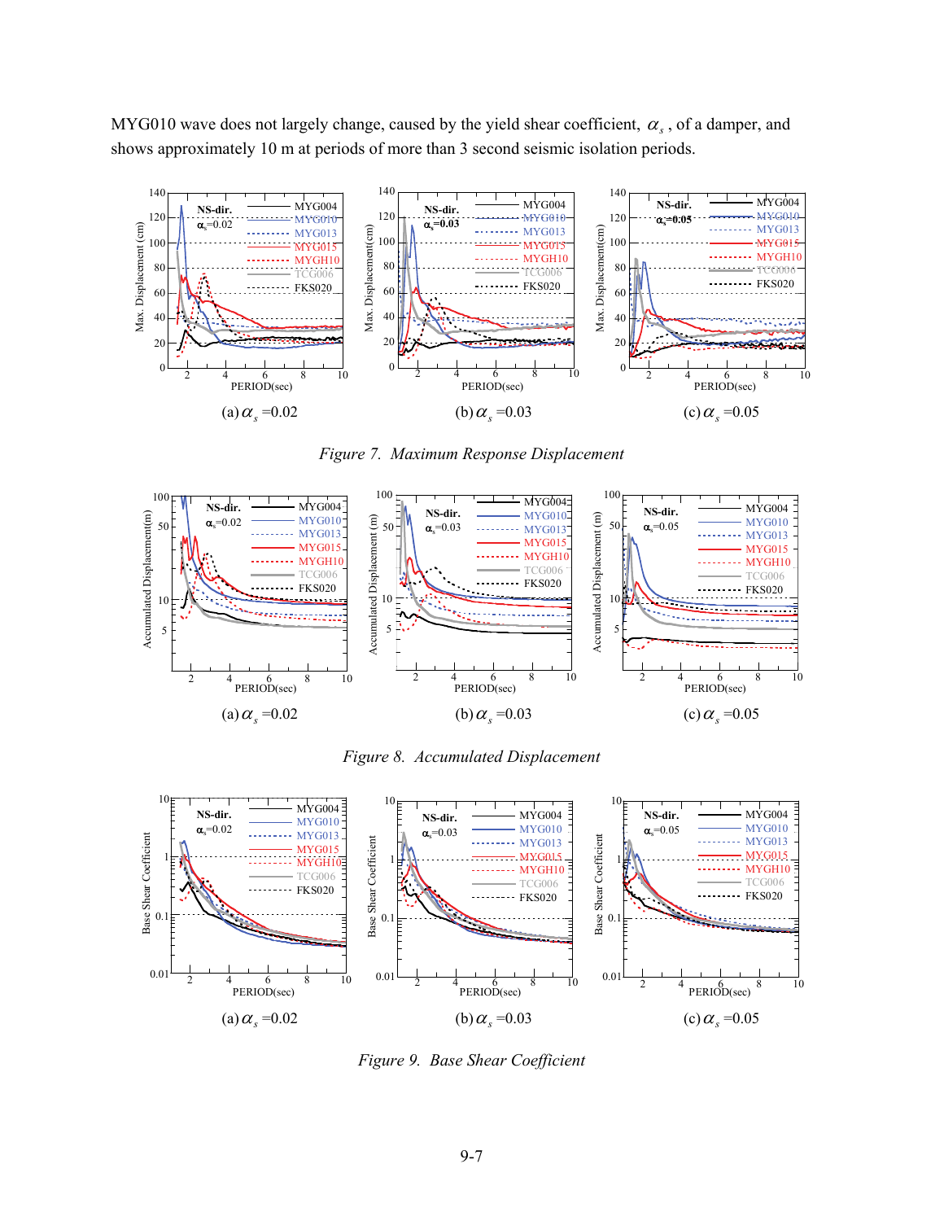MYG010 wave does not largely change, caused by the yield shear coefficient, $\alpha_s$, of a damper, and shows approximately 10 m at periods of more than 3 second seismic isolation periods.

(a) $\alpha_s$ =0.02 (b) $\alpha_s$ =0.03 (c) $\alpha_s$ =0.05

*Figure 7. Maximum Response Displacement*

(a) $\alpha_s$ =0.02 (b) $\alpha_s$ =0.03 (c) $\alpha_s$ =0.05

*Figure 8. Accumulated Displacement*

(a) $\alpha_s$ =0.02 (b) $\alpha_s$ =0.03 (c) $\alpha_s$ =0.05

*Figure 9. Base Shear Coefficient*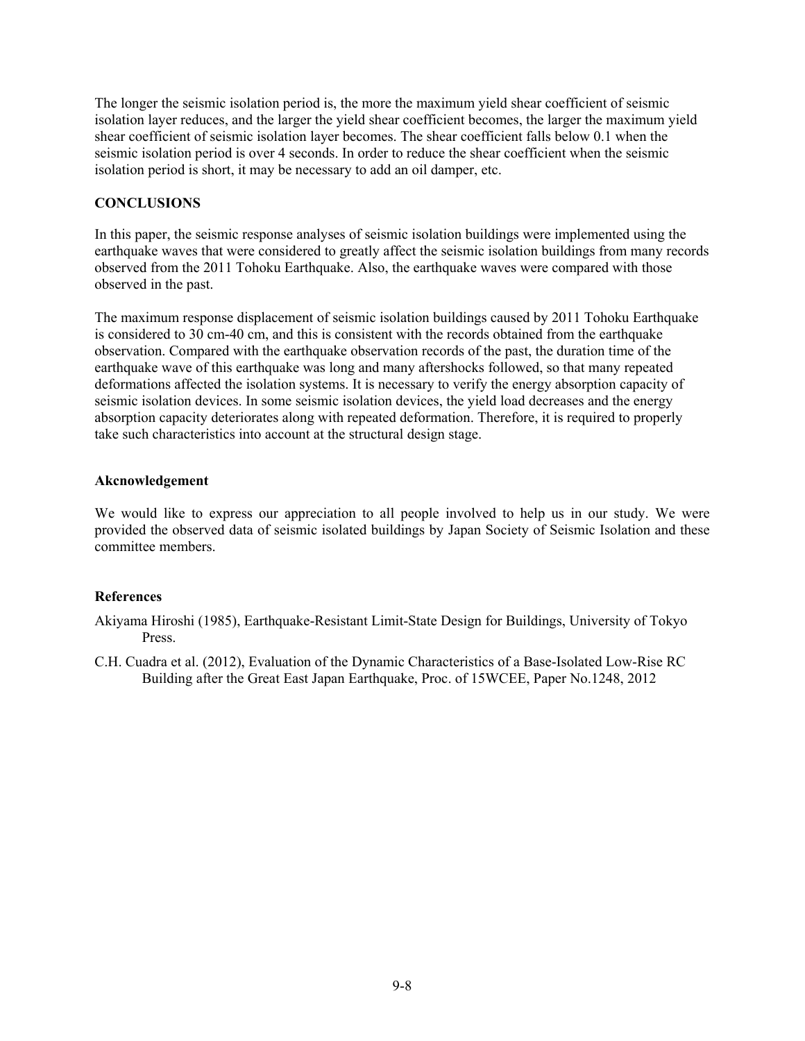The longer the seismic isolation period is, the more the maximum yield shear coefficient of seismic isolation layer reduces, and the larger the yield shear coefficient becomes, the larger the maximum yield shear coefficient of seismic isolation layer becomes. The shear coefficient falls below 0.1 when the seismic isolation period is over 4 seconds. In order to reduce the shear coefficient when the seismic isolation period is short, it may be necessary to add an oil damper, etc.

## CONCLUSIONS

In this paper, the seismic response analyses of seismic isolation buildings were implemented using the earthquake waves that were considered to greatly affect the seismic isolation buildings from many records observed from the 2011 Tohoku Earthquake. Also, the earthquake waves were compared with those observed in the past.

The maximum response displacement of seismic isolation buildings caused by 2011 Tohoku Earthquake is considered to 30 cm-40 cm, and this is consistent with the records obtained from the earthquake observation. Compared with the earthquake observation records of the past, the duration time of the earthquake wave of this earthquake was long and many aftershocks followed, so that many repeated deformations affected the isolation systems. It is necessary to verify the energy absorption capacity of seismic isolation devices. In some seismic isolation devices, the yield load decreases and the energy absorption capacity deteriorates along with repeated deformation. Therefore, it is required to properly take such characteristics into account at the structural design stage.

### Akcnowledgement

We would like to express our appreciation to all people involved to help us in our study. We were provided the observed data of seismic isolated buildings by Japan Society of Seismic Isolation and these committee members.

### References

Akiyama Hiroshi (1985), Earthquake-Resistant Limit-State Design for Buildings, University of Tokyo Press.

C.H. Cuadra et al. (2012), Evaluation of the Dynamic Characteristics of a Base-Isolated Low-Rise RC Building after the Great East Japan Earthquake, Proc. of 15WCEE, Paper No.1248, 2012